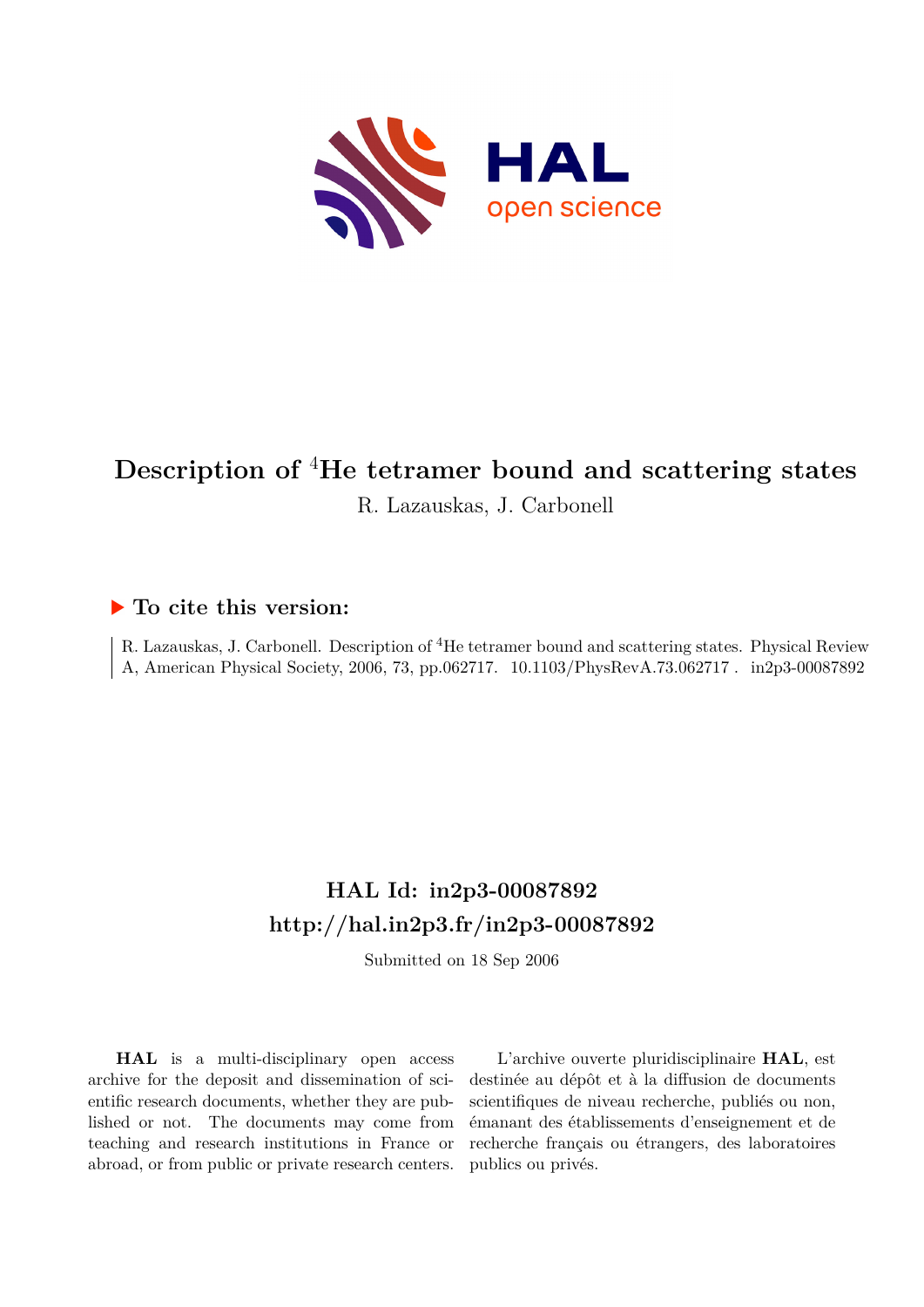# Description of $^4$He tetramer bound and scattering states

R. Lazauskas, J. Carbonell

## ▶ To cite this version:

R. Lazauskas, J. Carbonell. Description of $^4$He tetramer bound and scattering states. Physical Review A, American Physical Society, 2006, 73, pp.062717. 10.1103/PhysRevA.73.062717. in2p3-00087892

## HAL Id: in2p3-00087892
## http://hal.in2p3.fr/in2p3-00087892

Submitted on 18 Sep 2006

**HAL** is a multi-disciplinary open access archive for the deposit and dissemination of scientific research documents, whether they are published or not. The documents may come from teaching and research institutions in France or abroad, or from public or private research centers.

L'archive ouverte pluridisciplinaire **HAL**, est destinée au dépôt et à la diffusion de documents scientifiques de niveau recherche, publiés ou non, émanant des établissements d'enseignement et de recherche français ou étrangers, des laboratoires publics ou privés.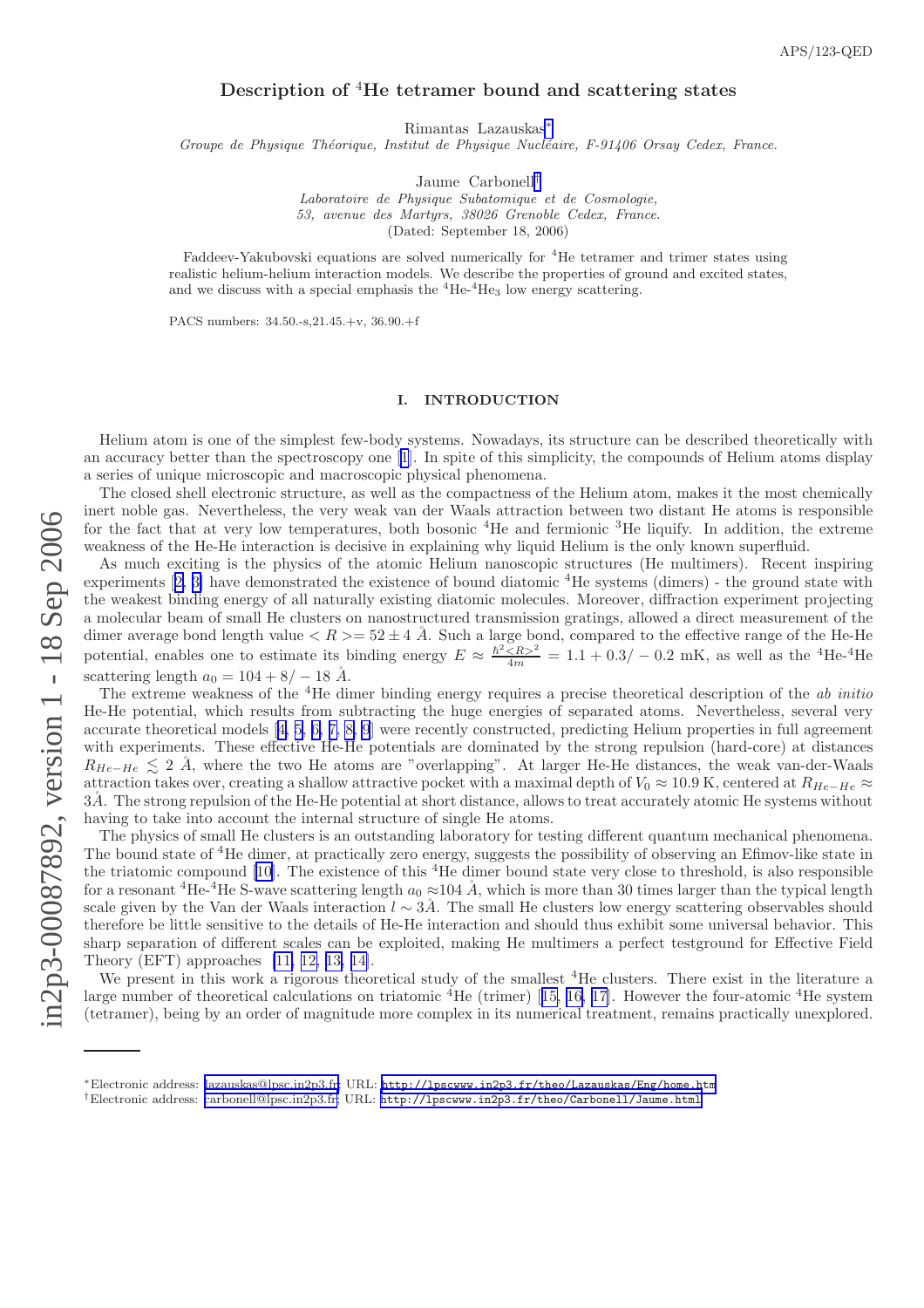# Description of $^4$He tetramer bound and scattering states

Rimantas Lazauskas[*]

*Groupe de Physique Théorique, Institut de Physique Nucléaire, F-91406 Orsay Cedex, France.*

Jaume Carbonell[†]

*Laboratoire de Physique Subatomique et de Cosmologie,*
*53, avenue des Martyrs, 38026 Grenoble Cedex, France.*
(Dated: September 18, 2006)

Faddeev-Yakubovski equations are solved numerically for $^4$He tetramer and trimer states using realistic helium-helium interaction models. We describe the properties of ground and excited states, and we discuss with a special emphasis the $^4$He-$^4$He$_3$ low energy scattering.

PACS numbers: 34.50.-s,21.45.+v, 36.90.+f

## I. INTRODUCTION

Helium atom is one of the simplest few-body systems. Nowadays, its structure can be described theoretically with an accuracy better than the spectroscopy one [1]. In spite of this simplicity, the compounds of Helium atoms display a series of unique microscopic and macroscopic physical phenomena.

The closed shell electronic structure, as well as the compactness of the Helium atom, makes it the most chemically inert noble gas. Nevertheless, the very weak van der Waals attraction between two distant He atoms is responsible for the fact that at very low temperatures, both bosonic $^4$He and fermionic $^3$He liquify. In addition, the extreme weakness of the He-He interaction is decisive in explaining why liquid Helium is the only known superfluid.

As much exciting is the physics of the atomic Helium nanoscopic structures (He multimers). Recent inspiring experiments [2, 3] have demonstrated the existence of bound diatomic $^4$He systems (dimers) - the ground state with the weakest binding energy of all naturally existing diatomic molecules. Moreover, diffraction experiment projecting a molecular beam of small He clusters on nanostructured transmission gratings, allowed a direct measurement of the dimer average bond length value $<R>= 52 \pm 4$ Å. Such a large bond, compared to the effective range of the He-He potential, enables one to estimate its binding energy $E \approx \frac{\hbar^2 <R>^2}{4m} = 1.1 + 0.3/-0.2$ mK, as well as the $^4$He-$^4$He scattering length $a_0 = 104 + 8/-18$ Å.

The extreme weakness of the $^4$He dimer binding energy requires a precise theoretical description of the *ab initio* He-He potential, which results from subtracting the huge energies of separated atoms. Nevertheless, several very accurate theoretical models [4, 5, 6, 7, 8, 9] were recently constructed, predicting Helium properties in full agreement with experiments. These effective He-He potentials are dominated by the strong repulsion (hard-core) at distances $R_{He-He} \lesssim 2$ Å, where the two He atoms are "overlapping". At larger He-He distances, the weak van-der-Waals attraction takes over, creating a shallow attractive pocket with a maximal depth of $V_0 \approx 10.9$ K, centered at $R_{He-He} \approx 3$Å. The strong repulsion of the He-He potential at short distance, allows to treat accurately atomic He systems without having to take into account the internal structure of single He atoms.

The physics of small He clusters is an outstanding laboratory for testing different quantum mechanical phenomena. The bound state of $^4$He dimer, at practically zero energy, suggests the possibility of observing an Efimov-like state in the triatomic compound [10]. The existence of this $^4$He dimer bound state very close to threshold, is also responsible for a resonant $^4$He-$^4$He S-wave scattering length $a_0 \approx 104$ Å, which is more than 30 times larger than the typical length scale given by the Van der Waals interaction $l \sim 3$Å. The small He clusters low energy scattering observables should therefore be little sensitive to the details of He-He interaction and should thus exhibit some universal behavior. This sharp separation of different scales can be exploited, making He multimers a perfect testground for Effective Field Theory (EFT) approaches [11, 12, 13, 14].

We present in this work a rigorous theoretical study of the smallest $^4$He clusters. There exist in the literature a large number of theoretical calculations on triatomic $^4$He (trimer) [15, 16, 17]. However the four-atomic $^4$He system (tetramer), being by an order of magnitude more complex in its numerical treatment, remains practically unexplored.

---

[*]Electronic address: lazauskas@lpsc.in2p3.fr; URL: http://lpscwww.in2p3.fr/theo/Lazauskas/Eng/home.htm
[†]Electronic address: carbonell@lpsc.in2p3.fr; URL: http://lpscwww.in2p3.fr/theo/Carbonell/Jaume.html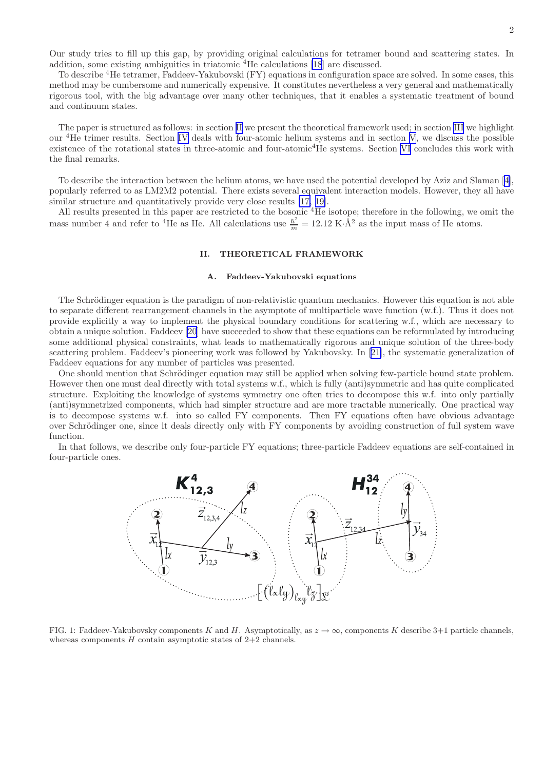Our study tries to fill up this gap, by providing original calculations for tetramer bound and scattering states. In addition, some existing ambiguities in triatomic $^4$He calculations [18] are discussed.

To describe $^4$He tetramer, Faddeev-Yakubovski (FY) equations in configuration space are solved. In some cases, this method may be cumbersome and numerically expensive. It constitutes nevertheless a very general and mathematically rigorous tool, with the big advantage over many other techniques, that it enables a systematic treatment of bound and continuum states.

The paper is structured as follows: in section II we present the theoretical framework used; in section III we highlight our $^4$He trimer results. Section IV deals with four-atomic helium systems and in section V, we discuss the possible existence of the rotational states in three-atomic and four-atomic $^4$He systems. Section VI concludes this work with the final remarks.

To describe the interaction between the helium atoms, we have used the potential developed by Aziz and Slaman [4], popularly referred to as LM2M2 potential. There exists several equivalent interaction models. However, they all have similar structure and quantitatively provide very close results [17, 19].

All results presented in this paper are restricted to the bosonic $^4$He isotope; therefore in the following, we omit the mass number 4 and refer to $^4$He as He. All calculations use $\frac{\hbar^2}{m} = 12.12$ K·Å$^2$ as the input mass of He atoms.

## II. THEORETICAL FRAMEWORK

### A. Faddeev-Yakubovski equations

The Schrödinger equation is the paradigm of non-relativistic quantum mechanics. However this equation is not able to separate different rearrangement channels in the asymptote of multiparticle wave function (w.f.). Thus it does not provide explicitly a way to implement the physical boundary conditions for scattering w.f., which are necessary to obtain a unique solution. Faddeev [20] have succeeded to show that these equations can be reformulated by introducing some additional physical constraints, what leads to mathematically rigorous and unique solution of the three-body scattering problem. Faddeev's pioneering work was followed by Yakubovsky. In [21], the systematic generalization of Faddeev equations for any number of particles was presented.

One should mention that Schrödinger equation may still be applied when solving few-particle bound state problem. However then one must deal directly with total systems w.f., which is fully (anti)symmetric and has quite complicated structure. Exploiting the knowledge of systems symmetry one often tries to decompose this w.f. into only partially (anti)symmetrized components, which had simpler structure and are more tractable numerically. One practical way is to decompose systems w.f. into so called FY components. Then FY equations often have obvious advantage over Schrödinger one, since it deals directly only with FY components by avoiding construction of full system wave function.

In that follows, we describe only four-particle FY equations; three-particle Faddeev equations are self-contained in four-particle ones.

$K^4_{12,3}$

$H^{34}_{12}$

$\vec{x}_{12}$, $\vec{y}_{12,3}$, $\vec{z}_{12,3,4}$, $l_x$, $l_y$, $l_z$

$\vec{x}_{12}$, $\vec{y}_{34}$, $\vec{z}_{12,34}$, $l_x$, $l_y$, $l_z$

$\left[\left(l_x l_y\right)_{l_{xy}} l_z\right]_{\mathcal{L}}$

FIG. 1: Faddeev-Yakubovsky components $K$ and $H$. Asymptotically, as $z \to \infty$, components $K$ describe 3+1 particle channels, whereas components $H$ contain asymptotic states of 2+2 channels.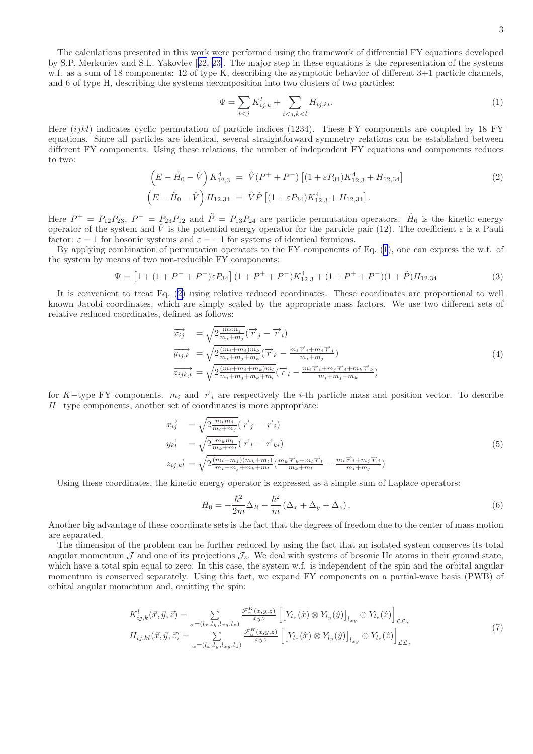The calculations presented in this work were performed using the framework of differential FY equations developed by S.P. Merkuriev and S.L. Yakovlev [22, 23]. The major step in these equations is the representation of the systems w.f. as a sum of 18 components: 12 of type K, describing the asymptotic behavior of different 3+1 particle channels, and 6 of type H, describing the systems decomposition into two clusters of two particles:

$$\Psi = \sum_{i<j} K^l_{ij,k} + \sum_{i<j,k<l} H_{ij,kl}. \tag{1}$$

Here $(ijkl)$ indicates cyclic permutation of particle indices (1234). These FY components are coupled by 18 FY equations. Since all particles are identical, several straightforward symmetry relations can be established between different FY components. Using these relations, the number of independent FY equations and components reduces to two:

$$\begin{aligned}
\left(E - \hat{H}_0 - \hat{V}\right) K^4_{12,3} &= \hat{V}(P^+ + P^-)\left[(1+\varepsilon P_{34})K^4_{12,3} + H_{12,34}\right] \\
\left(E - \hat{H}_0 - \hat{V}\right) H_{12,34} &= \hat{V}\tilde{P}\left[(1+\varepsilon P_{34})K^4_{12,3} + H_{12,34}\right].
\end{aligned} \tag{2}$$

Here $P^+ = P_{12}P_{23}$, $P^- = P_{23}P_{12}$ and $\tilde{P} = P_{13}P_{24}$ are particle permutation operators. $\hat{H}_0$ is the kinetic energy operator of the system and $\hat{V}$ is the potential energy operator for the particle pair (12). The coefficient $\varepsilon$ is a Pauli factor: $\varepsilon = 1$ for bosonic systems and $\varepsilon = -1$ for systems of identical fermions.

By applying combination of permutation operators to the FY components of Eq. (1), one can express the w.f. of the system by means of two non-reducible FY components:

$$\Psi = \left[1 + (1 + P^+ + P^-)\varepsilon P_{34}\right](1 + P^+ + P^-)K^4_{12,3} + (1 + P^+ + P^-)(1+\tilde{P})H_{12,34} \tag{3}$$

It is convenient to treat Eq. (2) using relative reduced coordinates. These coordinates are proportional to well known Jacobi coordinates, which are simply scaled by the appropriate mass factors. We use two different sets of relative reduced coordinates, defined as follows:

$$\begin{aligned}
\overrightarrow{x_{ij}} &= \sqrt{2\tfrac{m_i m_j}{m_i+m_j}}(\overrightarrow{r}_j - \overrightarrow{r}_i) \\
\overrightarrow{y_{ij,k}} &= \sqrt{2\tfrac{(m_i+m_j)m_k}{m_i+m_j+m_k}}(\overrightarrow{r}_k - \tfrac{m_i\overrightarrow{r}_i + m_j\overrightarrow{r}_j}{m_i+m_j}) \\
\overrightarrow{z_{ijk,l}} &= \sqrt{2\tfrac{(m_i+m_j+m_k)m_l}{m_i+m_j+m_k+m_l}}(\overrightarrow{r}_l - \tfrac{m_i\overrightarrow{r}_i + m_j\overrightarrow{r}_j + m_k\overrightarrow{r}_k}{m_i+m_j+m_k})
\end{aligned} \tag{4}$$

for $K-$type FY components. $m_i$ and $\overrightarrow{r}_i$ are respectively the $i$-th particle mass and position vector. To describe $H-$type components, another set of coordinates is more appropriate:

$$\begin{aligned}
\overrightarrow{x_{ij}} &= \sqrt{2\tfrac{m_i m_j}{m_i+m_j}}(\overrightarrow{r}_j - \overrightarrow{r}_i) \\
\overrightarrow{y_{kl}} &= \sqrt{2\tfrac{m_k m_l}{m_k+m_l}}(\overrightarrow{r}_l - \overrightarrow{r}_{ki}) \\
\overrightarrow{z_{ij,kl}} &= \sqrt{2\tfrac{(m_i+m_j)(m_k+m_l)}{m_i+m_j+m_k+m_l}}(\tfrac{m_k\overrightarrow{r}_k + m_l\overrightarrow{r}_l}{m_k+m_l} - \tfrac{m_i\overrightarrow{r}_i + m_j\overrightarrow{r}_j}{m_i+m_j})
\end{aligned} \tag{5}$$

Using these coordinates, the kinetic energy operator is expressed as a simple sum of Laplace operators:

$$H_0 = -\frac{\hbar^2}{2m}\Delta_R - \frac{\hbar^2}{m}\left(\Delta_x + \Delta_y + \Delta_z\right). \tag{6}$$

Another big advantage of these coordinate sets is the fact that the degrees of freedom due to the center of mass motion are separated.

The dimension of the problem can be further reduced by using the fact that an isolated system conserves its total angular momentum $\mathcal{J}$ and one of its projections $\mathcal{J}_z$. We deal with systems of bosonic He atoms in their ground state, which have a total spin equal to zero. In this case, the system w.f. is independent of the spin and the orbital angular momentum is conserved separately. Using this fact, we expand FY components on a partial-wave basis (PWB) of orbital angular momentum and, omitting the spin:

$$\begin{aligned}
K^l_{ij,k}(\vec{x},\vec{y},\vec{z}) &= \sum_{\alpha=(l_x,l_y,l_{xy},l_z)} \frac{\mathcal{F}^K_\alpha(x,y,z)}{xyz}\left[\left[Y_{l_x}(\hat{x}) \otimes Y_{l_y}(\hat{y})\right]_{l_{xy}} \otimes Y_{l_z}(\hat{z})\right]_{\mathcal{L}\mathcal{L}_z} \\
H_{ij,kl}(\vec{x},\vec{y},\vec{z}) &= \sum_{\alpha=(l_x,l_y,l_{xy},l_z)} \frac{\mathcal{F}^H_\alpha(x,y,z)}{xyz}\left[\left[Y_{l_x}(\hat{x}) \otimes Y_{l_y}(\hat{y})\right]_{l_{xy}} \otimes Y_{l_z}(\hat{z})\right]_{\mathcal{L}\mathcal{L}_z}
\end{aligned} \tag{7}$$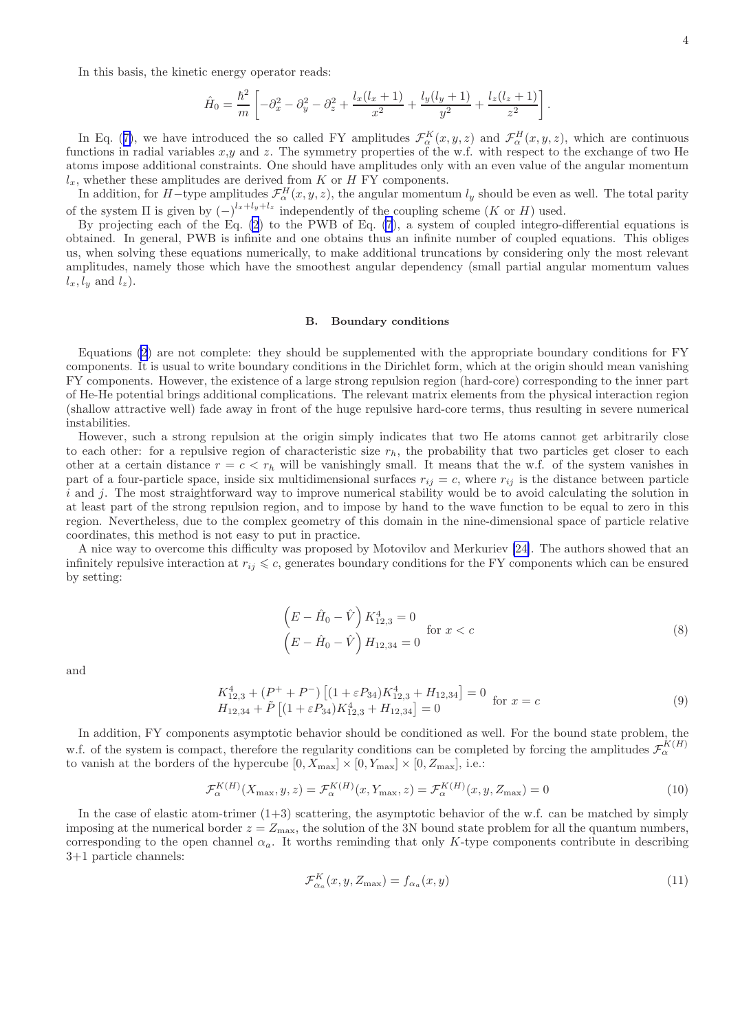In this basis, the kinetic energy operator reads:

$$\hat{H}_0 = \frac{\hbar^2}{m}\left[-\partial_x^2 - \partial_y^2 - \partial_z^2 + \frac{l_x(l_x+1)}{x^2} + \frac{l_y(l_y+1)}{y^2} + \frac{l_z(l_z+1)}{z^2}\right].$$

In Eq. (7), we have introduced the so called FY amplitudes $\mathcal{F}^K_\alpha(x,y,z)$ and $\mathcal{F}^H_\alpha(x,y,z)$, which are continuous functions in radial variables $x$,$y$ and $z$. The symmetry properties of the w.f. with respect to the exchange of two He atoms impose additional constraints. One should have amplitudes only with an even value of the angular momentum $l_x$, whether these amplitudes are derived from $K$ or $H$ FY components.

In addition, for $H-$type amplitudes $\mathcal{F}^H_\alpha(x,y,z)$, the angular momentum $l_y$ should be even as well. The total parity of the system $\Pi$ is given by $(-)^{l_x+l_y+l_z}$ independently of the coupling scheme ($K$ or $H$) used.

By projecting each of the Eq. (2) to the PWB of Eq. (7), a system of coupled integro-differential equations is obtained. In general, PWB is infinite and one obtains thus an infinite number of coupled equations. This obliges us, when solving these equations numerically, to make additional truncations by considering only the most relevant amplitudes, namely those which have the smoothest angular dependency (small partial angular momentum values $l_x, l_y$ and $l_z$).

### B. Boundary conditions

Equations (2) are not complete: they should be supplemented with the appropriate boundary conditions for FY components. It is usual to write boundary conditions in the Dirichlet form, which at the origin should mean vanishing FY components. However, the existence of a large strong repulsion region (hard-core) corresponding to the inner part of He-He potential brings additional complications. The relevant matrix elements from the physical interaction region (shallow attractive well) fade away in front of the huge repulsive hard-core terms, thus resulting in severe numerical instabilities.

However, such a strong repulsion at the origin simply indicates that two He atoms cannot get arbitrarily close to each other: for a repulsive region of characteristic size $r_h$, the probability that two particles get closer to each other at a certain distance $r = c < r_h$ will be vanishingly small. It means that the w.f. of the system vanishes in part of a four-particle space, inside six multidimensional surfaces $r_{ij} = c$, where $r_{ij}$ is the distance between particle $i$ and $j$. The most straightforward way to improve numerical stability would be to avoid calculating the solution in at least part of the strong repulsion region, and to impose by hand to the wave function to be equal to zero in this region. Nevertheless, due to the complex geometry of this domain in the nine-dimensional space of particle relative coordinates, this method is not easy to put in practice.

A nice way to overcome this difficulty was proposed by Motovilov and Merkuriev [24]. The authors showed that an infinitely repulsive interaction at $r_{ij} \leqslant c$, generates boundary conditions for the FY components which can be ensured by setting:

$$\begin{array}{l}\left(E - \hat{H}_0 - \hat{V}\right) K^4_{12,3} = 0 \\ \left(E - \hat{H}_0 - \hat{V}\right) H_{12,34} = 0\end{array} \quad \text{for } x < c \tag{8}$$

and

$$\begin{array}{l}K^4_{12,3} + (P^+ + P^-)\left[(1+\varepsilon P_{34})K^4_{12,3} + H_{12,34}\right] = 0 \\ H_{12,34} + \tilde{P}\left[(1+\varepsilon P_{34})K^4_{12,3} + H_{12,34}\right] = 0\end{array} \quad \text{for } x = c \tag{9}$$

In addition, FY components asymptotic behavior should be conditioned as well. For the bound state problem, the w.f. of the system is compact, therefore the regularity conditions can be completed by forcing the amplitudes $\mathcal{F}^{K(H)}_\alpha$ to vanish at the borders of the hypercube $[0, X_{\max}] \times [0, Y_{\max}] \times [0, Z_{\max}]$, i.e.:

$$\mathcal{F}^{K(H)}_\alpha(X_{\max}, y, z) = \mathcal{F}^{K(H)}_\alpha(x, Y_{\max}, z) = \mathcal{F}^{K(H)}_\alpha(x, y, Z_{\max}) = 0 \tag{10}$$

In the case of elastic atom-trimer (1+3) scattering, the asymptotic behavior of the w.f. can be matched by simply imposing at the numerical border $z = Z_{\max}$, the solution of the 3N bound state problem for all the quantum numbers, corresponding to the open channel $\alpha_a$. It worths reminding that only $K$-type components contribute in describing 3+1 particle channels:

$$\mathcal{F}^K_{\alpha_a}(x, y, Z_{\max}) = f_{\alpha_a}(x, y) \tag{11}$$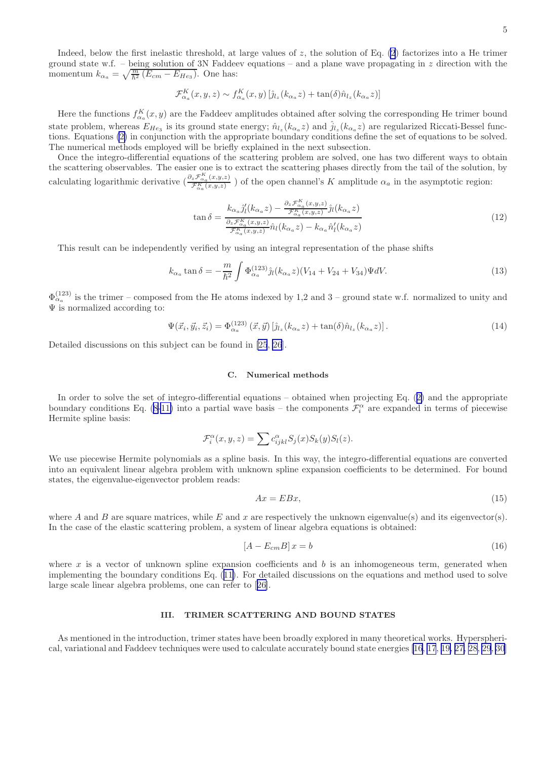Indeed, below the first inelastic threshold, at large values of $z$, the solution of Eq. (2) factorizes into a He trimer ground state w.f. – being solution of 3N Faddeev equations – and a plane wave propagating in $z$ direction with the momentum $k_{\alpha_a} = \sqrt{\frac{m}{\hbar^2}(E_{cm} - E_{He_3})}$. One has:

$$\mathcal{F}^K_{\alpha_a}(x,y,z) \sim f^K_{\alpha_a}(x,y) \left[\hat{j}_{l_z}(k_{\alpha_a} z) + \tan(\delta)\hat{n}_{l_z}(k_{\alpha_a} z)\right]$$

Here the functions $f^K_{\alpha_a}(x,y)$ are the Faddeev amplitudes obtained after solving the corresponding He trimer bound state problem, whereas $E_{He_3}$ is its ground state energy; $\hat{n}_{l_z}(k_{\alpha_a} z)$ and $\hat{j}_{l_z}(k_{\alpha_a} z)$ are regularized Riccati-Bessel functions. Equations (2) in conjunction with the appropriate boundary conditions define the set of equations to be solved. The numerical methods employed will be briefly explained in the next subsection.

Once the integro-differential equations of the scattering problem are solved, one has two different ways to obtain the scattering observables. The easier one is to extract the scattering phases directly from the tail of the solution, by calculating logarithmic derivative ($\frac{\partial_z \mathcal{F}^K_{\alpha_a}(x,y,z)}{\mathcal{F}^K_{\alpha_a}(x,y,z)}$ ) of the open channel's $K$ amplitude $\alpha_a$ in the asymptotic region:

$$\tan\delta = \frac{k_{\alpha_a}\hat{j}'_l(k_{\alpha_a} z) - \frac{\partial_z \mathcal{F}^K_{\alpha_a}(x,y,z)}{\mathcal{F}^K_{\alpha_a}(x,y,z)}\hat{j}_l(k_{\alpha_a} z)}{\frac{\partial_z \mathcal{F}^K_{\alpha_a}(x,y,z)}{\mathcal{F}^K_{\alpha_a}(x,y,z)}\hat{n}_l(k_{\alpha_a} z) - k_{\alpha_a}\hat{n}'_l(k_{\alpha_a} z)} \tag{12}$$

This result can be independently verified by using an integral representation of the phase shifts

$$k_{\alpha_a}\tan\delta = -\frac{m}{\hbar^2}\int \Phi^{(123)}_{\alpha_a}\hat{j}_l(k_{\alpha_a} z)(V_{14} + V_{24} + V_{34})\Psi dV. \tag{13}$$

$\Phi^{(123)}_{\alpha_a}$ is the trimer – composed from the He atoms indexed by 1,2 and 3 – ground state w.f. normalized to unity and $\Psi$ is normalized according to:

$$\Psi(\vec{x}_i, \vec{y}_i, \vec{z}_i) = \Phi^{(123)}_{\alpha_a}(\vec{x}, \vec{y}) \left[\hat{j}_{l_z}(k_{\alpha_a} z) + \tan(\delta)\hat{n}_{l_z}(k_{\alpha_a} z)\right]. \tag{14}$$

Detailed discussions on this subject can be found in [25, 26].

### C. Numerical methods

In order to solve the set of integro-differential equations – obtained when projecting Eq. (2) and the appropriate boundary conditions Eq. (8-11) into a partial wave basis – the components $\mathcal{F}^\alpha_i$ are expanded in terms of piecewise Hermite spline basis:

$$\mathcal{F}^\alpha_i(x,y,z) = \sum c^\alpha_{ijkl} S_j(x) S_k(y) S_l(z).$$

We use piecewise Hermite polynomials as a spline basis. In this way, the integro-differential equations are converted into an equivalent linear algebra problem with unknown spline expansion coefficients to be determined. For bound states, the eigenvalue-eigenvector problem reads:

$$Ax = EBx, \tag{15}$$

where $A$ and $B$ are square matrices, while $E$ and $x$ are respectively the unknown eigenvalue(s) and its eigenvector(s). In the case of the elastic scattering problem, a system of linear algebra equations is obtained:

$$[A - E_{cm}B]\, x = b \tag{16}$$

where $x$ is a vector of unknown spline expansion coefficients and $b$ is an inhomogeneous term, generated when implementing the boundary conditions Eq. (11). For detailed discussions on the equations and method used to solve large scale linear algebra problems, one can refer to [26].

## III. TRIMER SCATTERING AND BOUND STATES

As mentioned in the introduction, trimer states have been broadly explored in many theoretical works. Hyperspherical, variational and Faddeev techniques were used to calculate accurately bound state energies [16, 17, 19, 27, 28, 29, 30]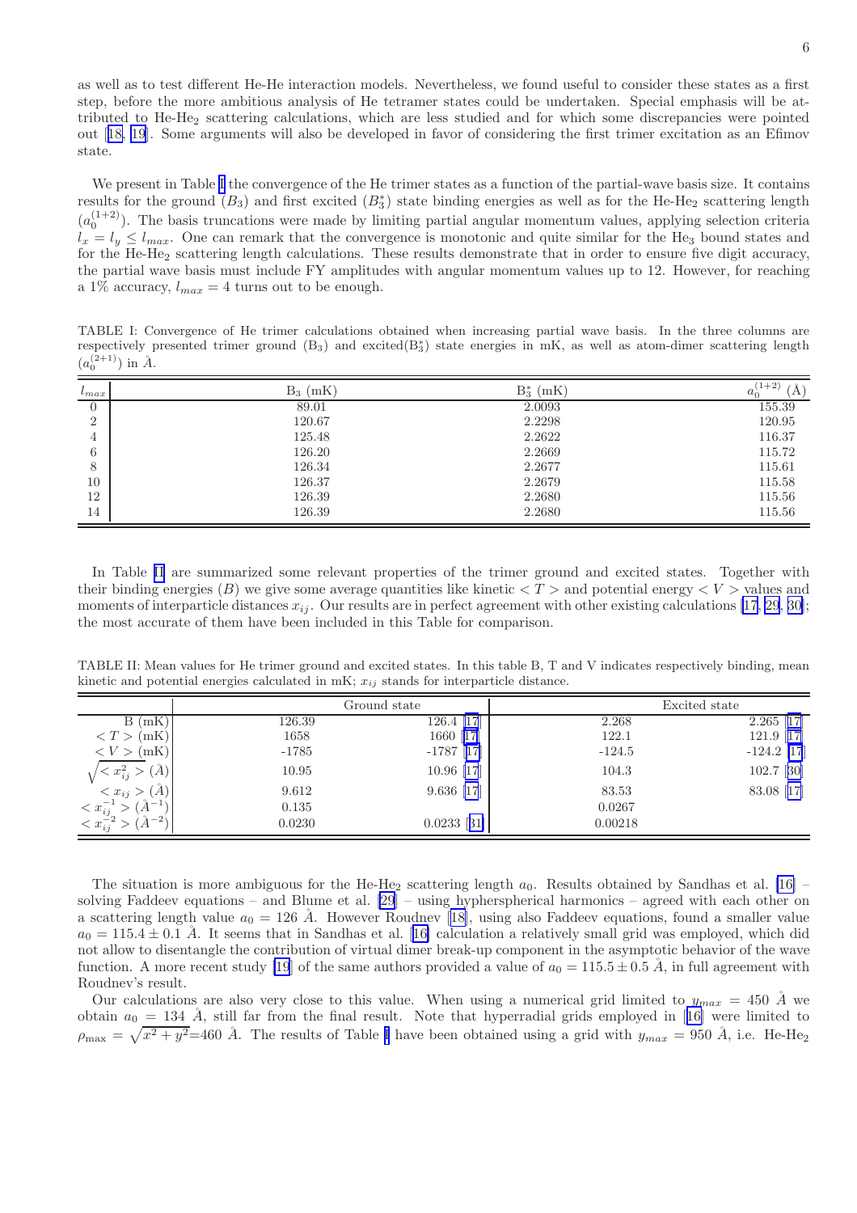as well as to test different He-He interaction models. Nevertheless, we found useful to consider these states as a first step, before the more ambitious analysis of He tetramer states could be undertaken. Special emphasis will be attributed to He-$He_2$ scattering calculations, which are less studied and for which some discrepancies were pointed out [18, 19]. Some arguments will also be developed in favor of considering the first trimer excitation as an Efimov state.

We present in Table I the convergence of the He trimer states as a function of the partial-wave basis size. It contains results for the ground ($B_3$) and first excited ($B_3^*$) state binding energies as well as for the He-$He_2$ scattering length ($a_0^{(1+2)}$). The basis truncations were made by limiting partial angular momentum values, applying selection criteria $l_x = l_y \leq l_{max}$. One can remark that the convergence is monotonic and quite similar for the $He_3$ bound states and for the He-$He_2$ scattering length calculations. These results demonstrate that in order to ensure five digit accuracy, the partial wave basis must include FY amplitudes with angular momentum values up to 12. However, for reaching a 1% accuracy, $l_{max} = 4$ turns out to be enough.

TABLE I: Convergence of He trimer calculations obtained when increasing partial wave basis. In the three columns are respectively presented trimer ground ($B_3$) and excited($B_3^*$) state energies in mK, as well as atom-dimer scattering length ($a_0^{(2+1)}$) in Å.

| $l_{max}$ | $B_3$ (mK) | $B_3^*$ (mK) | $a_0^{(1+2)}$ (Å) |
|---|---|---|---|
| 0 | 89.01 | 2.0093 | 155.39 |
| 2 | 120.67 | 2.2298 | 120.95 |
| 4 | 125.48 | 2.2622 | 116.37 |
| 6 | 126.20 | 2.2669 | 115.72 |
| 8 | 126.34 | 2.2677 | 115.61 |
| 10 | 126.37 | 2.2679 | 115.58 |
| 12 | 126.39 | 2.2680 | 115.56 |
| 14 | 126.39 | 2.2680 | 115.56 |

In Table II are summarized some relevant properties of the trimer ground and excited states. Together with their binding energies ($B$) we give some average quantities like kinetic $< T >$ and potential energy $< V >$ values and moments of interparticle distances $x_{ij}$. Our results are in perfect agreement with other existing calculations [17, 29, 30]; the most accurate of them have been included in this Table for comparison.

TABLE II: Mean values for He trimer ground and excited states. In this table B, T and V indicates respectively binding, mean kinetic and potential energies calculated in mK; $x_{ij}$ stands for interparticle distance.

| | Ground state | | Excited state | |
|---|---|---|---|---|
| B (mK) | 126.39 | 126.4 [17] | 2.268 | 2.265 [17] |
| $< T >$ (mK) | 1658 | 1660 [17] | 122.1 | 121.9 [17] |
| $< V >$ (mK) | -1785 | -1787 [17] | -124.5 | -124.2 [17] |
| $\sqrt{< x_{ij}^2 >}$ (Å) | 10.95 | 10.96 [17] | 104.3 | 102.7 [30] |
| $< x_{ij} >$ (Å) | 9.612 | 9.636 [17] | 83.53 | 83.08 [17] |
| $< x_{ij}^{-1} >$ (Å$^{-1}$) | 0.135 | | 0.0267 | |
| $< x_{ij}^{-2} >$ (Å$^{-2}$) | 0.0230 | 0.0233 [31] | 0.00218 | |

The situation is more ambiguous for the He-$He_2$ scattering length $a_0$. Results obtained by Sandhas et al. [16] – solving Faddeev equations – and Blume et al. [29] – using hypherspherical harmonics – agreed with each other on a scattering length value $a_0 = 126$ Å. However Roudnev [18], using also Faddeev equations, found a smaller value $a_0 = 115.4 \pm 0.1$ Å. It seems that in Sandhas et al. [16] calculation a relatively small grid was employed, which did not allow to disentangle the contribution of virtual dimer break-up component in the asymptotic behavior of the wave function. A more recent study [19] of the same authors provided a value of $a_0 = 115.5 \pm 0.5$ Å, in full agreement with Roudnev's result.

Our calculations are also very close to this value. When using a numerical grid limited to $y_{max} = 450$ Å we obtain $a_0 = 134$ Å, still far from the final result. Note that hyperradial grids employed in [16] were limited to $\rho_{\max} = \sqrt{x^2 + y^2}$=460 Å. The results of Table I have been obtained using a grid with $y_{max} = 950$ Å, i.e. He-$He_2$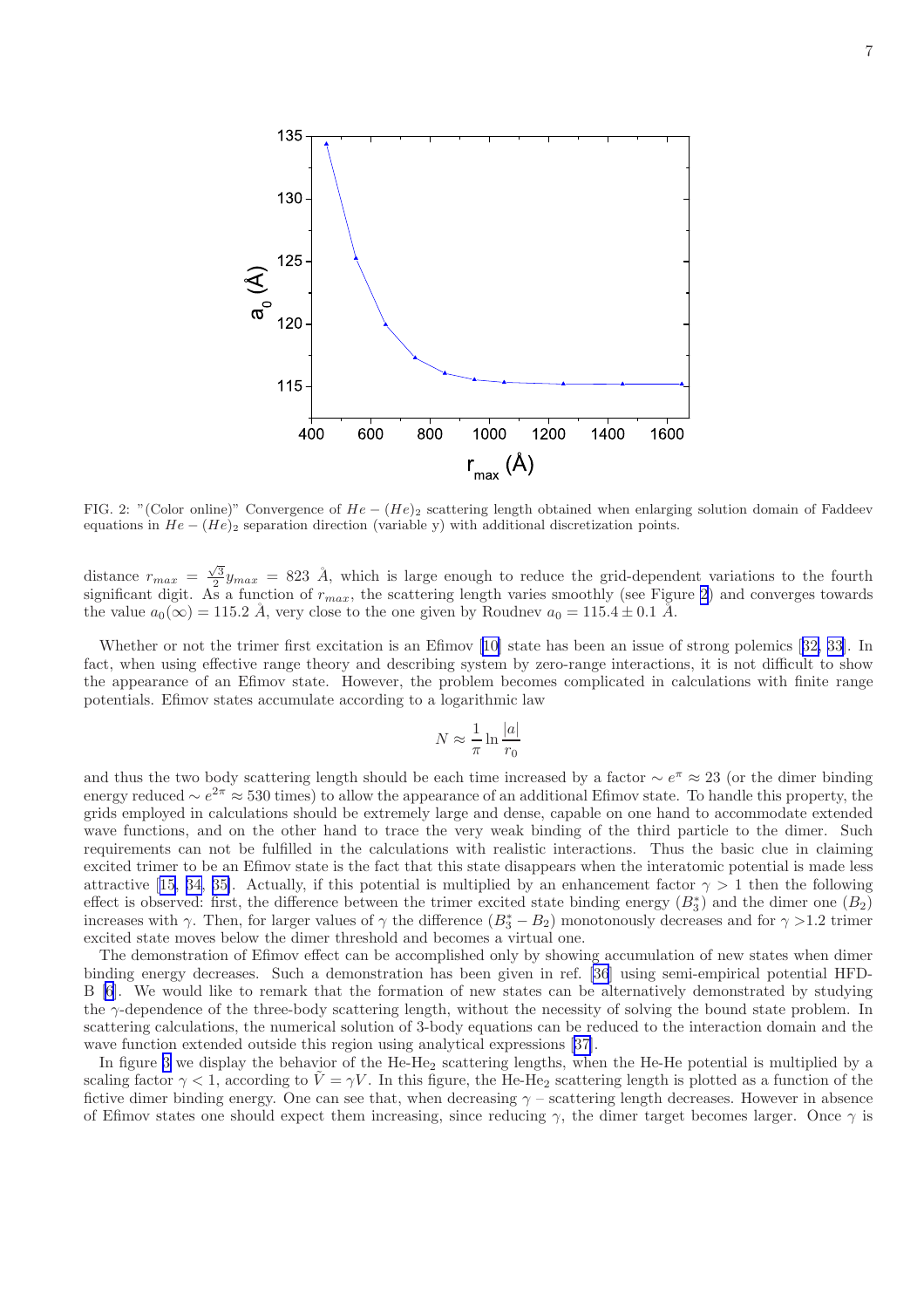135

130

125

120

115

$a_0$ (Å)

400 600 800 1000 1200 1400 1600

$r_{max}$ (Å)

FIG. 2: "(Color online)" Convergence of $He-(He)_2$ scattering length obtained when enlarging solution domain of Faddeev equations in $He-(He)_2$ separation direction (variable y) with additional discretization points.

distance $r_{max} = \frac{\sqrt{3}}{2} y_{max} = 823$ Å, which is large enough to reduce the grid-dependent variations to the fourth significant digit. As a function of $r_{max}$, the scattering length varies smoothly (see Figure 2) and converges towards the value $a_0(\infty) = 115.2$ Å, very close to the one given by Roudnev $a_0 = 115.4 \pm 0.1$ Å.

Whether or not the trimer first excitation is an Efimov [10] state has been an issue of strong polemics [32, 33]. In fact, when using effective range theory and describing system by zero-range interactions, it is not difficult to show the appearance of an Efimov state. However, the problem becomes complicated in calculations with finite range potentials. Efimov states accumulate according to a logarithmic law

$$N \approx \frac{1}{\pi} \ln \frac{|a|}{r_0}$$

and thus the two body scattering length should be each time increased by a factor $\sim e^{\pi} \approx 23$ (or the dimer binding energy reduced $\sim e^{2\pi} \approx 530$ times) to allow the appearance of an additional Efimov state. To handle this property, the grids employed in calculations should be extremely large and dense, capable on one hand to accommodate extended wave functions, and on the other hand to trace the very weak binding of the third particle to the dimer. Such requirements can not be fulfilled in the calculations with realistic interactions. Thus the basic clue in claiming excited trimer to be an Efimov state is the fact that this state disappears when the interatomic potential is made less attractive [15, 34, 35]. Actually, if this potential is multiplied by an enhancement factor $\gamma > 1$ then the following effect is observed: first, the difference between the trimer excited state binding energy ($B_3^*$) and the dimer one ($B_2$) increases with $\gamma$. Then, for larger values of $\gamma$ the difference ($B_3^* - B_2$) monotonously decreases and for $\gamma >$1.2 trimer excited state moves below the dimer threshold and becomes a virtual one.

The demonstration of Efimov effect can be accomplished only by showing accumulation of new states when dimer binding energy decreases. Such a demonstration has been given in ref. [36] using semi-empirical potential HFD-B [6]. We would like to remark that the formation of new states can be alternatively demonstrated by studying the $\gamma$-dependence of the three-body scattering length, without the necessity of solving the bound state problem. In scattering calculations, the numerical solution of 3-body equations can be reduced to the interaction domain and the wave function extended outside this region using analytical expressions [37].

In figure 3 we display the behavior of the He-$He_2$ scattering lengths, when the He-He potential is multiplied by a scaling factor $\gamma < 1$, according to $\tilde{V} = \gamma V$. In this figure, the He-$He_2$ scattering length is plotted as a function of the fictive dimer binding energy. One can see that, when decreasing $\gamma$ – scattering length decreases. However in absence of Efimov states one should expect them increasing, since reducing $\gamma$, the dimer target becomes larger. Once $\gamma$ is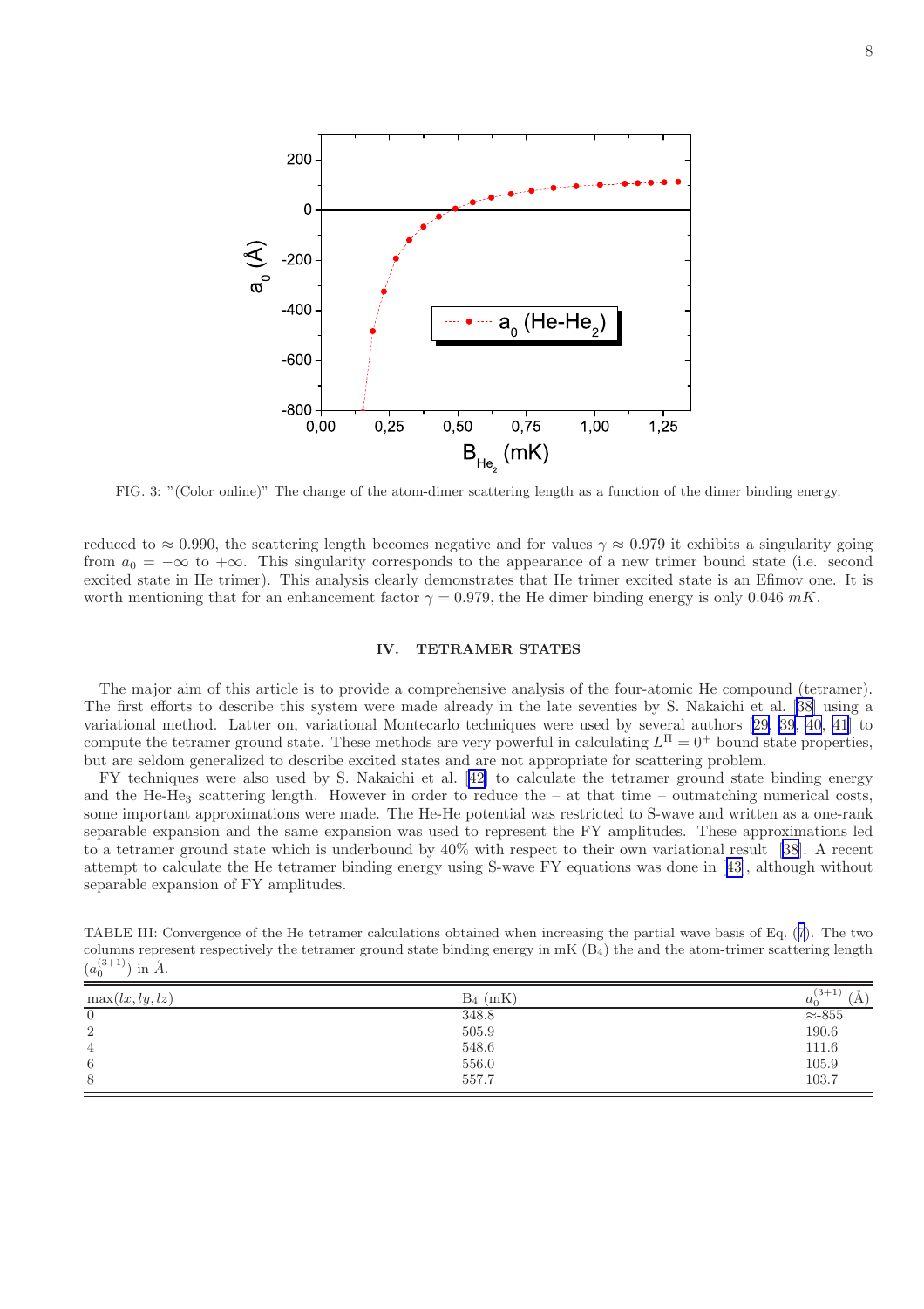200

0

-200

-400

-600

-800

0,00 0,25 0,50 0,75 1,00 1,25

$a_0$ (Å)

$B_{He_2}$ (mK)

$a_0$ (He-He$_2$)

FIG. 3: "(Color online)" The change of the atom-dimer scattering length as a function of the dimer binding energy.

reduced to $\approx 0.990$, the scattering length becomes negative and for values $\gamma \approx 0.979$ it exhibits a singularity going from $a_0 = -\infty$ to $+\infty$. This singularity corresponds to the appearance of a new trimer bound state (i.e. second excited state in He trimer). This analysis clearly demonstrates that He trimer excited state is an Efimov one. It is worth mentioning that for an enhancement factor $\gamma = 0.979$, the He dimer binding energy is only 0.046 $mK$.

## IV. TETRAMER STATES

The major aim of this article is to provide a comprehensive analysis of the four-atomic He compound (tetramer). The first efforts to describe this system were made already in the late seventies by S. Nakaichi et al. [38] using a variational method. Latter on, variational Montecarlo techniques were used by several authors [29, 39, 40, 41] to compute the tetramer ground state. These methods are very powerful in calculating $L^{\Pi} = 0^+$ bound state properties, but are seldom generalized to describe excited states and are not appropriate for scattering problem.

FY techniques were also used by S. Nakaichi et al. [42] to calculate the tetramer ground state binding energy and the He-He$_3$ scattering length. However in order to reduce the – at that time – outmatching numerical costs, some important approximations were made. The He-He potential was restricted to S-wave and written as a one-rank separable expansion and the same expansion was used to represent the FY amplitudes. These approximations led to a tetramer ground state which is underbound by 40% with respect to their own variational result [38]. A recent attempt to calculate the He tetramer binding energy using S-wave FY equations was done in [43], although without separable expansion of FY amplitudes.

TABLE III: Convergence of the He tetramer calculations obtained when increasing the partial wave basis of Eq. (7). The two columns represent respectively the tetramer ground state binding energy in mK ($B_4$) the and the atom-trimer scattering length ($a_0^{(3+1)}$) in Å.

| max($lx, ly, lz$) | $B_4$ (mK) | $a_0^{(3+1)}$ (Å) |
|---|---|---|
| 0 | 348.8 | ≈-855 |
| 2 | 505.9 | 190.6 |
| 4 | 548.6 | 111.6 |
| 6 | 556.0 | 105.9 |
| 8 | 557.7 | 103.7 |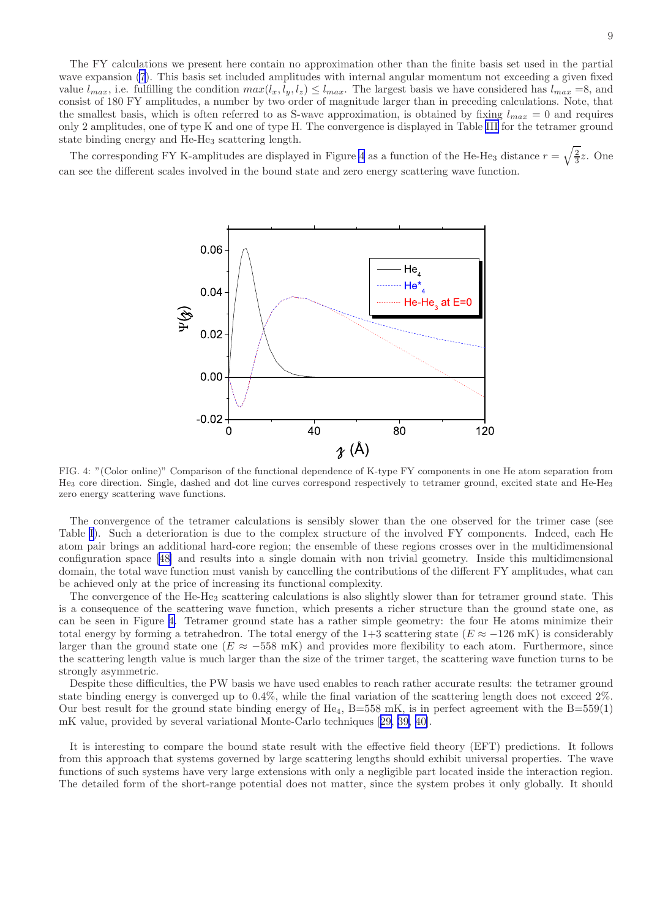The FY calculations we present here contain no approximation other than the finite basis set used in the partial wave expansion (7). This basis set included amplitudes with internal angular momentum not exceeding a given fixed value $l_{max}$, i.e. fulfilling the condition $max(l_x, l_y, l_z) \leq l_{max}$. The largest basis we have considered has $l_{max}$ =8, and consist of 180 FY amplitudes, a number by two order of magnitude larger than in preceding calculations. Note, that the smallest basis, which is often referred to as S-wave approximation, is obtained by fixing $l_{max} = 0$ and requires only 2 amplitudes, one of type K and one of type H. The convergence is displayed in Table III for the tetramer ground state binding energy and He-He$_3$ scattering length.

The corresponding FY K-amplitudes are displayed in Figure 4 as a function of the He-He$_3$ distance $r = \sqrt{\frac{2}{3}}z$. One can see the different scales involved in the bound state and zero energy scattering wave function.

0.06
0.04
0.02
0.00
-0.02
0
40
80
120
$\Psi(z)$
$z$ (Å)
He$_4$
He*$_4$
He-He$_3$ at E=0

FIG. 4: "(Color online)" Comparison of the functional dependence of K-type FY components in one He atom separation from He$_3$ core direction. Single, dashed and dot line curves correspond respectively to tetramer ground, excited state and He-He$_3$ zero energy scattering wave functions.

The convergence of the tetramer calculations is sensibly slower than the one observed for the trimer case (see Table I). Such a deterioration is due to the complex structure of the involved FY components. Indeed, each He atom pair brings an additional hard-core region; the ensemble of these regions crosses over in the multidimensional configuration space [48] and results into a single domain with non trivial geometry. Inside this multidimensional domain, the total wave function must vanish by cancelling the contributions of the different FY amplitudes, what can be achieved only at the price of increasing its functional complexity.

The convergence of the He-He$_3$ scattering calculations is also slightly slower than for tetramer ground state. This is a consequence of the scattering wave function, which presents a richer structure than the ground state one, as can be seen in Figure 4. Tetramer ground state has a rather simple geometry: the four He atoms minimize their total energy by forming a tetrahedron. The total energy of the 1+3 scattering state ($E \approx -126$ mK) is considerably larger than the ground state one ($E \approx -558$ mK) and provides more flexibility to each atom. Furthermore, since the scattering length value is much larger than the size of the trimer target, the scattering wave function turns to be strongly asymmetric.

Despite these difficulties, the PW basis we have used enables to reach rather accurate results: the tetramer ground state binding energy is converged up to 0.4%, while the final variation of the scattering length does not exceed 2%. Our best result for the ground state binding energy of He$_4$, B=558 mK, is in perfect agreement with the B=559(1) mK value, provided by several variational Monte-Carlo techniques [29, 39, 40].

It is interesting to compare the bound state result with the effective field theory (EFT) predictions. It follows from this approach that systems governed by large scattering lengths should exhibit universal properties. The wave functions of such systems have very large extensions with only a negligible part located inside the interaction region. The detailed form of the short-range potential does not matter, since the system probes it only globally. It should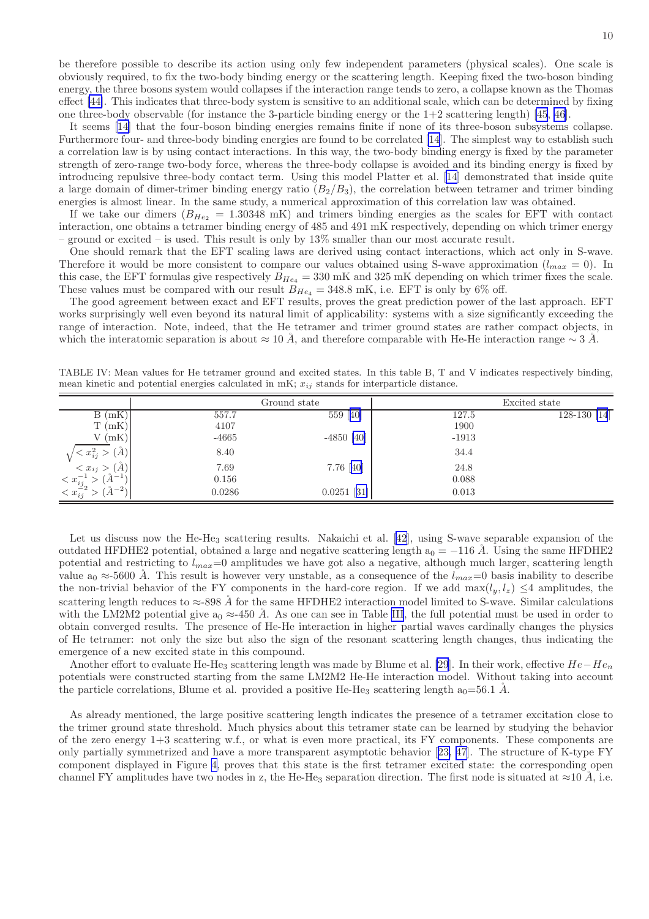be therefore possible to describe its action using only few independent parameters (physical scales). One scale is obviously required, to fix the two-body binding energy or the scattering length. Keeping fixed the two-boson binding energy, the three bosons system would collapses if the interaction range tends to zero, a collapse known as the Thomas effect [44]. This indicates that three-body system is sensitive to an additional scale, which can be determined by fixing one three-body observable (for instance the 3-particle binding energy or the 1+2 scattering length) [45, 46].

It seems [14] that the four-boson binding energies remains finite if none of its three-boson subsystems collapse. Furthermore four- and three-body binding energies are found to be correlated [14]. The simplest way to establish such a correlation law is by using contact interactions. In this way, the two-body binding energy is fixed by the parameter strength of zero-range two-body force, whereas the three-body collapse is avoided and its binding energy is fixed by introducing repulsive three-body contact term. Using this model Platter et al. [14] demonstrated that inside quite a large domain of dimer-trimer binding energy ratio ($B_2/B_3$), the correlation between tetramer and trimer binding energies is almost linear. In the same study, a numerical approximation of this correlation law was obtained.

If we take our dimers ($B_{He_2}$ = 1.30348 mK) and trimers binding energies as the scales for EFT with contact interaction, one obtains a tetramer binding energy of 485 and 491 mK respectively, depending on which trimer energy – ground or excited – is used. This result is only by 13% smaller than our most accurate result.

One should remark that the EFT scaling laws are derived using contact interactions, which act only in S-wave. Therefore it would be more consistent to compare our values obtained using S-wave approximation ($l_{max}$ = 0). In this case, the EFT formulas give respectively $B_{He_4}$ = 330 mK and 325 mK depending on which trimer fixes the scale. These values must be compared with our result $B_{He_4}$ = 348.8 mK, i.e. EFT is only by 6% off.

The good agreement between exact and EFT results, proves the great prediction power of the last approach. EFT works surprisingly well even beyond its natural limit of applicability: systems with a size significantly exceeding the range of interaction. Note, indeed, that the He tetramer and trimer ground states are rather compact objects, in which the interatomic separation is about ≈ 10 Å, and therefore comparable with He-He interaction range ∼ 3 Å.

TABLE IV: Mean values for He tetramer ground and excited states. In this table B, T and V indicates respectively binding, mean kinetic and potential energies calculated in mK; $x_{ij}$ stands for interparticle distance.

| | Ground state | | Excited state | |
|---|---|---|---|---|
| B (mK) | 557.7 | 559 [40] | 127.5 | 128-130 [14] |
| T (mK) | 4107 | | 1900 | |
| V (mK) | -4665 | -4850 [40] | -1913 | |
| $\sqrt{<x_{ij}^2>}$ (Å) | 8.40 | | 34.4 | |
| $<x_{ij}>$ (Å) | 7.69 | 7.76 [40] | 24.8 | |
| $<x_{ij}^{-1}>$ (Å$^{-1}$) | 0.156 | | 0.088 | |
| $<x_{ij}^{-2}>$ (Å$^{-2}$) | 0.0286 | 0.0251 [31] | 0.013 | |

Let us discuss now the He-He$_3$ scattering results. Nakaichi et al. [42], using S-wave separable expansion of the outdated HFDHE2 potential, obtained a large and negative scattering length a$_0$ = −116 Å. Using the same HFDHE2 potential and restricting to $l_{max}$=0 amplitudes we have got also a negative, although much larger, scattering length value a$_0$ ≈-5600 Å. This result is however very unstable, as a consequence of the $l_{max}$=0 basis inability to describe the non-trivial behavior of the FY components in the hard-core region. If we add max($l_y, l_z$) ≤4 amplitudes, the scattering length reduces to ≈-898 Å for the same HFDHE2 interaction model limited to S-wave. Similar calculations with the LM2M2 potential give a$_0$ ≈-450 Å. As one can see in Table III, the full potential must be used in order to obtain converged results. The presence of He-He interaction in higher partial waves cardinally changes the physics of He tetramer: not only the size but also the sign of the resonant scattering length changes, thus indicating the emergence of a new excited state in this compound.

Another effort to evaluate He-He$_3$ scattering length was made by Blume et al. [29]. In their work, effective $He-He_n$ potentials were constructed starting from the same LM2M2 He-He interaction model. Without taking into account the particle correlations, Blume et al. provided a positive He-He$_3$ scattering length a$_0$=56.1 Å.

As already mentioned, the large positive scattering length indicates the presence of a tetramer excitation close to the trimer ground state threshold. Much physics about this tetramer state can be learned by studying the behavior of the zero energy 1+3 scattering w.f., or what is even more practical, its FY components. These components are only partially symmetrized and have a more transparent asymptotic behavior [23, 47]. The structure of K-type FY component displayed in Figure 4, proves that this state is the first tetramer excited state: the corresponding open channel FY amplitudes have two nodes in z, the He-He$_3$ separation direction. The first node is situated at ≈10 Å, i.e.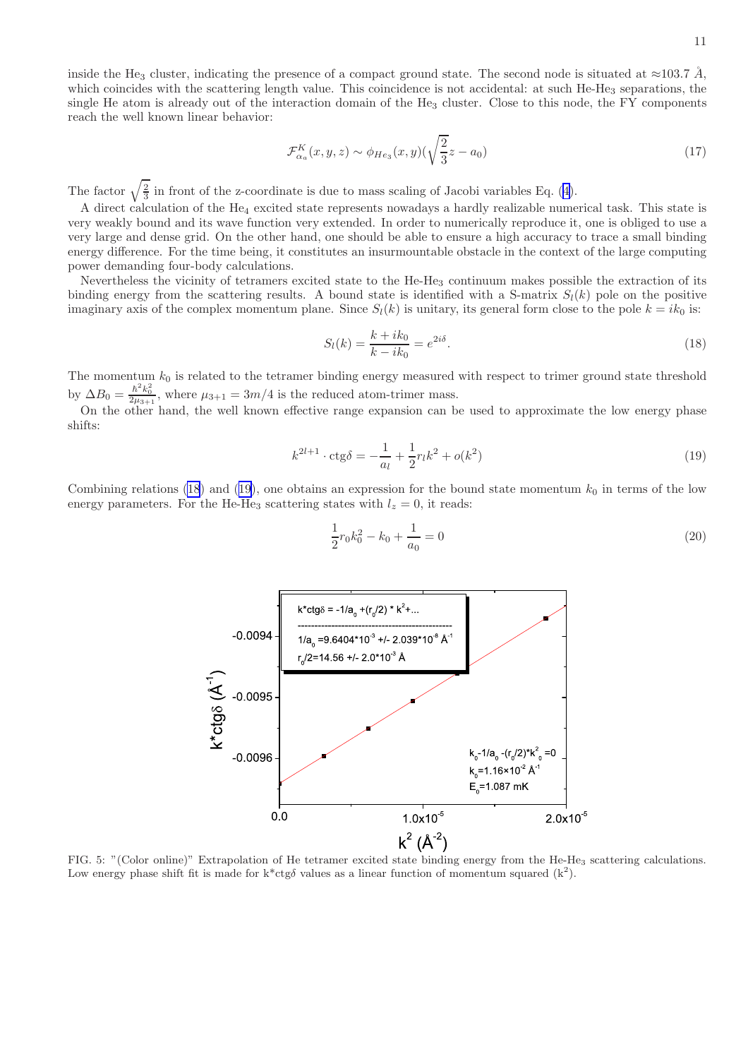inside the $He_3$ cluster, indicating the presence of a compact ground state. The second node is situated at ≈103.7 Å, which coincides with the scattering length value. This coincidence is not accidental: at such He-$He_3$ separations, the single He atom is already out of the interaction domain of the $He_3$ cluster. Close to this node, the FY components reach the well known linear behavior:

$$\mathcal{F}^K_{\alpha_a}(x,y,z) \sim \phi_{He_3}(x,y)(\sqrt{\frac{2}{3}}z - a_0) \tag{17}$$

The factor $\sqrt{\frac{2}{3}}$ in front of the z-coordinate is due to mass scaling of Jacobi variables Eq. (4).

A direct calculation of the $He_4$ excited state represents nowadays a hardly realizable numerical task. This state is very weakly bound and its wave function very extended. In order to numerically reproduce it, one is obliged to use a very large and dense grid. On the other hand, one should be able to ensure a high accuracy to trace a small binding energy difference. For the time being, it constitutes an insurmountable obstacle in the context of the large computing power demanding four-body calculations.

Nevertheless the vicinity of tetramers excited state to the He-$He_3$ continuum makes possible the extraction of its binding energy from the scattering results. A bound state is identified with a S-matrix $S_l(k)$ pole on the positive imaginary axis of the complex momentum plane. Since $S_l(k)$ is unitary, its general form close to the pole $k = ik_0$ is:

$$S_l(k) = \frac{k + ik_0}{k - ik_0} = e^{2i\delta}. \tag{18}$$

The momentum $k_0$ is related to the tetramer binding energy measured with respect to trimer ground state threshold by $\Delta B_0 = \frac{\hbar^2 k_0^2}{2\mu_{3+1}}$, where $\mu_{3+1} = 3m/4$ is the reduced atom-trimer mass.

On the other hand, the well known effective range expansion can be used to approximate the low energy phase shifts:

$$k^{2l+1} \cdot \text{ctg}\delta = -\frac{1}{a_l} + \frac{1}{2} r_l k^2 + o(k^2) \tag{19}$$

Combining relations (18) and (19), one obtains an expression for the bound state momentum $k_0$ in terms of the low energy parameters. For the He-$He_3$ scattering states with $l_z = 0$, it reads:

$$\frac{1}{2} r_0 k_0^2 - k_0 + \frac{1}{a_0} = 0 \tag{20}$$

k*ctgδ = -1/a₀ +(r₀/2) * k²+...

1/a₀ =9.6404*10⁻³ +/- 2.039*10⁻⁸ Å⁻¹

r₀/2=14.56 +/- 2.0*10⁻³ Å

k₀-1/a₀ -(r₀/2)*k₀² =0

k₀=1.16×10⁻² Å⁻¹

E₀=1.087 mK

k*ctgδ (Å⁻¹)

-0.0094, -0.0095, -0.0096

0.0, 1.0x10⁻⁵, 2.0x10⁻⁵

k² (Å⁻²)

FIG. 5: "(Color online)" Extrapolation of He tetramer excited state binding energy from the He-$He_3$ scattering calculations. Low energy phase shift fit is made for k*ctgδ values as a linear function of momentum squared ($k^2$).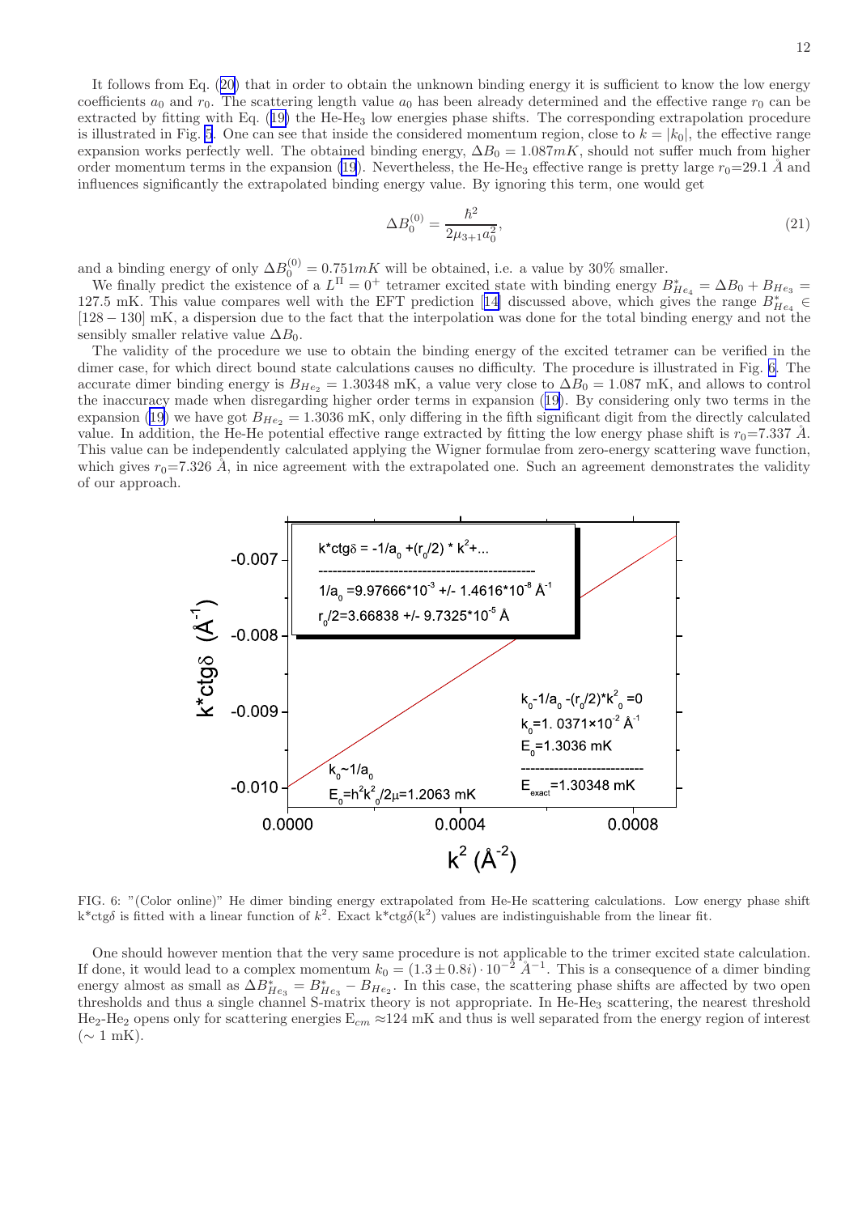It follows from Eq. (20) that in order to obtain the unknown binding energy it is sufficient to know the low energy coefficients $a_0$ and $r_0$. The scattering length value $a_0$ has been already determined and the effective range $r_0$ can be extracted by fitting with Eq. (19) the He-He$_3$ low energies phase shifts. The corresponding extrapolation procedure is illustrated in Fig. 5. One can see that inside the considered momentum region, close to $k = |k_0|$, the effective range expansion works perfectly well. The obtained binding energy, $\Delta B_0 = 1.087mK$, should not suffer much from higher order momentum terms in the expansion (19). Nevertheless, the He-He$_3$ effective range is pretty large $r_0$=29.1 $\AA$ and influences significantly the extrapolated binding energy value. By ignoring this term, one would get

$$\Delta B_0^{(0)} = \frac{\hbar^2}{2\mu_{3+1}a_0^2}, \tag{21}$$

and a binding energy of only $\Delta B_0^{(0)} = 0.751mK$ will be obtained, i.e. a value by 30% smaller.

We finally predict the existence of a $L^{\Pi} = 0^+$ tetramer excited state with binding energy $B^*_{He_4} = \Delta B_0 + B_{He_3} =$ 127.5 mK. This value compares well with the EFT prediction [14] discussed above, which gives the range $B^*_{He_4} \in$ [128 − 130] mK, a dispersion due to the fact that the interpolation was done for the total binding energy and not the sensibly smaller relative value $\Delta B_0$.

The validity of the procedure we use to obtain the binding energy of the excited tetramer can be verified in the dimer case, for which direct bound state calculations causes no difficulty. The procedure is illustrated in Fig. 6. The accurate dimer binding energy is $B_{He_2} = 1.30348$ mK, a value very close to $\Delta B_0 = 1.087$ mK, and allows to control the inaccuracy made when disregarding higher order terms in expansion (19). By considering only two terms in the expansion (19) we have got $B_{He_2} = 1.3036$ mK, only differing in the fifth significant digit from the directly calculated value. In addition, the He-He potential effective range extracted by fitting the low energy phase shift is $r_0$=7.337 $\AA$. This value can be independently calculated applying the Wigner formulae from zero-energy scattering wave function, which gives $r_0$=7.326 $\AA$, in nice agreement with the extrapolated one. Such an agreement demonstrates the validity of our approach.

k*ctgδ = -1/a$_0$ +(r$_0$/2) * k$^2$+...

1/a$_0$ =9.97666*10$^{-3}$ +/- 1.4616*10$^{-8}$ Å$^{-1}$

r$_0$/2=3.66838 +/- 9.7325*10$^{-5}$ Å

k$_0$-1/a$_0$ -(r$_0$/2)*k$^2_0$ =0

k$_0$=1. 0371×10$^{-2}$ Å$^{-1}$

E$_0$=1.3036 mK

E$_{exact}$=1.30348 mK

k$_0$~1/a$_0$

E$_0$=h$^2$k$^2_0$/2μ=1.2063 mK

k*ctgδ (Å$^{-1}$)

-0.007

-0.008

-0.009

-0.010

k$^2$ (Å$^{-2}$)

0.0000

0.0004

0.0008

FIG. 6: "(Color online)" He dimer binding energy extrapolated from He-He scattering calculations. Low energy phase shift k*ctgδ is fitted with a linear function of $k^2$. Exact k*ctgδ($k^2$) values are indistinguishable from the linear fit.

One should however mention that the very same procedure is not applicable to the trimer excited state calculation. If done, it would lead to a complex momentum $k_0 = (1.3 \pm 0.8i) \cdot 10^{-2}$ $\AA^{-1}$. This is a consequence of a dimer binding energy almost as small as $\Delta B^*_{He_3} = B^*_{He_3} - B_{He_2}$. In this case, the scattering phase shifts are affected by two open thresholds and thus a single channel S-matrix theory is not appropriate. In He-He$_3$ scattering, the nearest threshold He$_2$-He$_2$ opens only for scattering energies E$_{cm}$ ≈124 mK and thus is well separated from the energy region of interest (∼ 1 mK).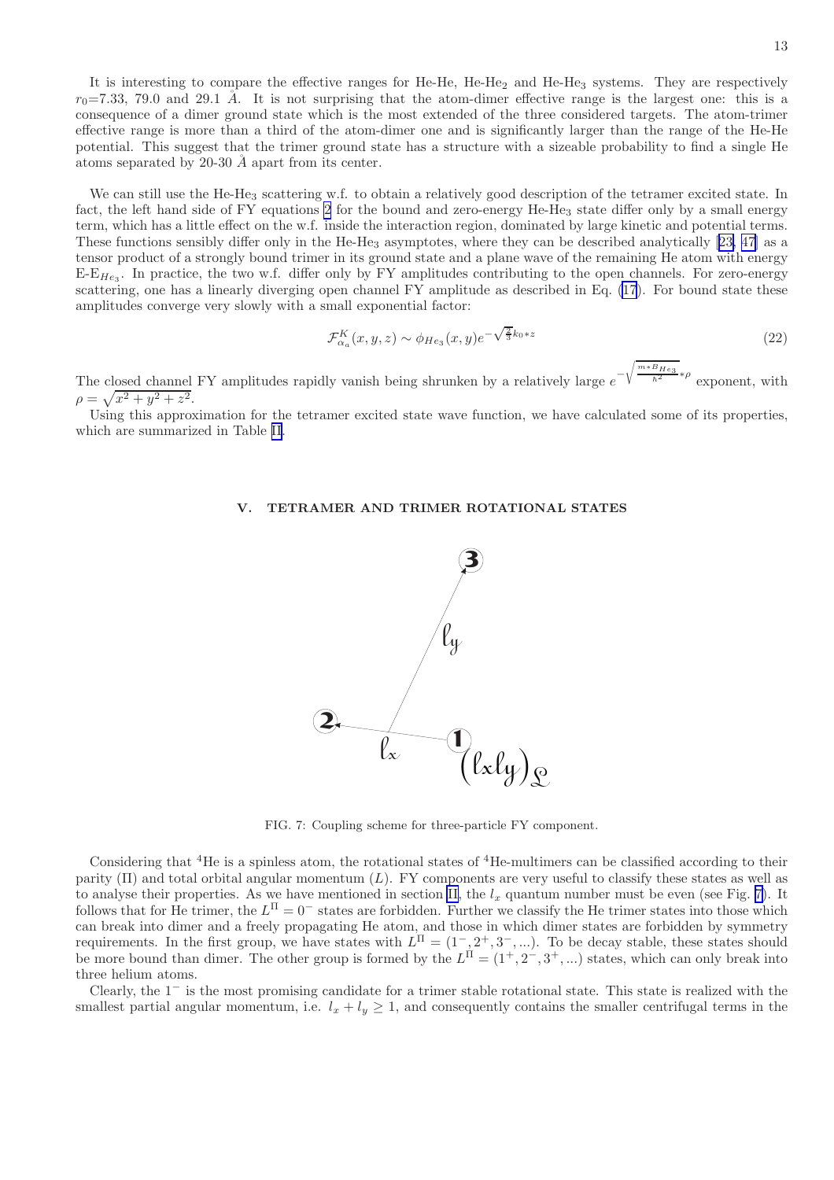It is interesting to compare the effective ranges for He-He, He-He$_2$ and He-He$_3$ systems. They are respectively $r_0$=7.33, 79.0 and 29.1 Å. It is not surprising that the atom-dimer effective range is the largest one: this is a consequence of a dimer ground state which is the most extended of the three considered targets. The atom-trimer effective range is more than a third of the atom-dimer one and is significantly larger than the range of the He-He potential. This suggest that the trimer ground state has a structure with a sizeable probability to find a single He atoms separated by 20-30 Å apart from its center.

We can still use the He-He$_3$ scattering w.f. to obtain a relatively good description of the tetramer excited state. In fact, the left hand side of FY equations 2 for the bound and zero-energy He-He$_3$ state differ only by a small energy term, which has a little effect on the w.f. inside the interaction region, dominated by large kinetic and potential terms. These functions sensibly differ only in the He-He$_3$ asymptotes, where they can be described analytically [23, 47] as a tensor product of a strongly bound trimer in its ground state and a plane wave of the remaining He atom with energy E-E$_{He_3}$. In practice, the two w.f. differ only by FY amplitudes contributing to the open channels. For zero-energy scattering, one has a linearly diverging open channel FY amplitude as described in Eq. (17). For bound state these amplitudes converge very slowly with a small exponential factor:

$$\mathcal{F}^{K}_{\alpha_a}(x,y,z) \sim \phi_{He_3}(x,y)e^{-\sqrt{\frac{2}{3}}k_0 * z} \tag{22}$$

The closed channel FY amplitudes rapidly vanish being shrunken by a relatively large $e^{-\sqrt{\frac{m*B_{He_3}}{\hbar^2}}*\rho}$ exponent, with $\rho = \sqrt{x^2+y^2+z^2}$.

Using this approximation for the tetramer excited state wave function, we have calculated some of its properties, which are summarized in Table II.

## V. TETRAMER AND TRIMER ROTATIONAL STATES

3

$l_y$

2

1

$l_x$

$(l_x l_y)_{\mathcal{L}}$

FIG. 7: Coupling scheme for three-particle FY component.

Considering that $^4$He is a spinless atom, the rotational states of $^4$He-multimers can be classified according to their parity ($\Pi$) and total orbital angular momentum ($L$). FY components are very useful to classify these states as well as to analyse their properties. As we have mentioned in section II, the $l_x$ quantum number must be even (see Fig. 7). It follows that for He trimer, the $L^{\Pi} = 0^-$ states are forbidden. Further we classify the He trimer states into those which can break into dimer and a freely propagating He atom, and those in which dimer states are forbidden by symmetry requirements. In the first group, we have states with $L^{\Pi} = (1^-, 2^+, 3^-, ...)$. To be decay stable, these states should be more bound than dimer. The other group is formed by the $L^{\Pi} = (1^+, 2^-, 3^+, ...)$ states, which can only break into three helium atoms.

Clearly, the $1^-$ is the most promising candidate for a trimer stable rotational state. This state is realized with the smallest partial angular momentum, i.e. $l_x + l_y \geq 1$, and consequently contains the smaller centrifugal terms in the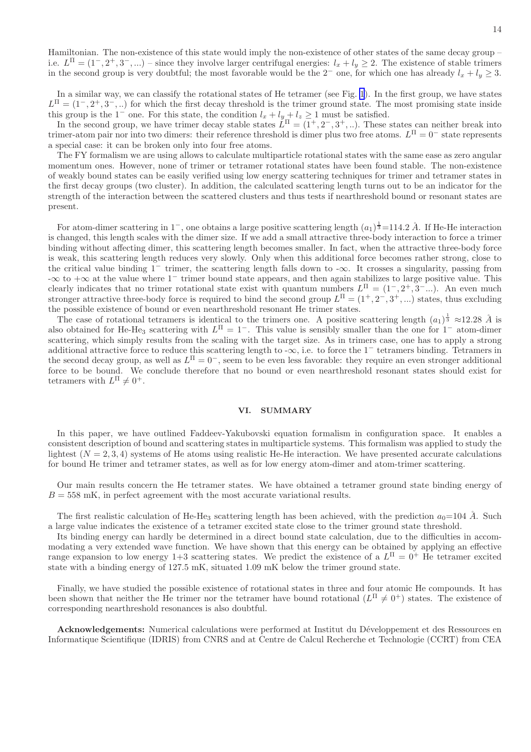Hamiltonian. The non-existence of this state would imply the non-existence of other states of the same decay group – i.e. $L^\Pi = (1^-, 2^+, 3^-, ...)$ – since they involve larger centrifugal energies: $l_x + l_y \geq 2$. The existence of stable trimers in the second group is very doubtful; the most favorable would be the $2^-$ one, for which one has already $l_x + l_y \geq 3$.

In a similar way, we can classify the rotational states of He tetramer (see Fig. 1). In the first group, we have states $L^\Pi = (1^-, 2^+, 3^-, ..)$ for which the first decay threshold is the trimer ground state. The most promising state inside this group is the $1^-$ one. For this state, the condition $l_x + l_y + l_z \geq 1$ must be satisfied.

In the second group, we have trimer decay stable states $L^\Pi = (1^+, 2^-, 3^+, ..)$. These states can neither break into trimer-atom pair nor into two dimers: their reference threshold is dimer plus two free atoms. $L^\Pi = 0^-$ state represents a special case: it can be broken only into four free atoms.

The FY formalism we are using allows to calculate multiparticle rotational states with the same ease as zero angular momentum ones. However, none of trimer or tetramer rotational states have been found stable. The non-existence of weakly bound states can be easily verified using low energy scattering techniques for trimer and tetramer states in the first decay groups (two cluster). In addition, the calculated scattering length turns out to be an indicator for the strength of the interaction between the scattered clusters and thus tests if nearthreshold bound or resonant states are present.

For atom-dimer scattering in $1^-$, one obtains a large positive scattering length $(a_1)^{\frac{1}{3}}$=114.2 Å. If He-He interaction is changed, this length scales with the dimer size. If we add a small attractive three-body interaction to force a trimer binding without affecting dimer, this scattering length becomes smaller. In fact, when the attractive three-body force is weak, this scattering length reduces very slowly. Only when this additional force becomes rather strong, close to the critical value binding $1^-$ trimer, the scattering length falls down to $-\infty$. It crosses a singularity, passing from $-\infty$ to $+\infty$ at the value where $1^-$ trimer bound state appears, and then again stabilizes to large positive value. This clearly indicates that no trimer rotational state exist with quantum numbers $L^\Pi = (1^-, 2^+, 3^- ...)$. An even much stronger attractive three-body force is required to bind the second group $L^\Pi = (1^+, 2^-, 3^+, ...)$ states, thus excluding the possible existence of bound or even nearthreshold resonant He trimer states.

The case of rotational tetramers is identical to the trimers one. A positive scattering length $(a_1)^{\frac{1}{3}} \approx$12.28 Å is also obtained for He-He$_3$ scattering with $L^\Pi = 1^-$. This value is sensibly smaller than the one for $1^-$ atom-dimer scattering, which simply results from the scaling with the target size. As in trimers case, one has to apply a strong additional attractive force to reduce this scattering length to $-\infty$, i.e. to force the $1^-$ tetramers binding. Tetramers in the second decay group, as well as $L^\Pi = 0^-$, seem to be even less favorable: they require an even stronger additional force to be bound. We conclude therefore that no bound or even nearthreshold resonant states should exist for tetramers with $L^\Pi \neq 0^+$.

## VI. SUMMARY

In this paper, we have outlined Faddeev-Yakubovski equation formalism in configuration space. It enables a consistent description of bound and scattering states in multiparticle systems. This formalism was applied to study the lightest $(N = 2, 3, 4)$ systems of He atoms using realistic He-He interaction. We have presented accurate calculations for bound He trimer and tetramer states, as well as for low energy atom-dimer and atom-trimer scattering.

Our main results concern the He tetramer states. We have obtained a tetramer ground state binding energy of $B = 558$ mK, in perfect agreement with the most accurate variational results.

The first realistic calculation of He-He$_3$ scattering length has been achieved, with the prediction $a_0$=104 Å. Such a large value indicates the existence of a tetramer excited state close to the trimer ground state threshold.

Its binding energy can hardly be determined in a direct bound state calculation, due to the difficulties in accommodating a very extended wave function. We have shown that this energy can be obtained by applying an effective range expansion to low energy 1+3 scattering states. We predict the existence of a $L^\Pi = 0^+$ He tetramer excited state with a binding energy of 127.5 mK, situated 1.09 mK below the trimer ground state.

Finally, we have studied the possible existence of rotational states in three and four atomic He compounds. It has been shown that neither the He trimer nor the tetramer have bound rotational $(L^\Pi \neq 0^+)$ states. The existence of corresponding nearthreshold resonances is also doubtful.

**Acknowledgements:** Numerical calculations were performed at Institut du Développement et des Ressources en Informatique Scientifique (IDRIS) from CNRS and at Centre de Calcul Recherche et Technologie (CCRT) from CEA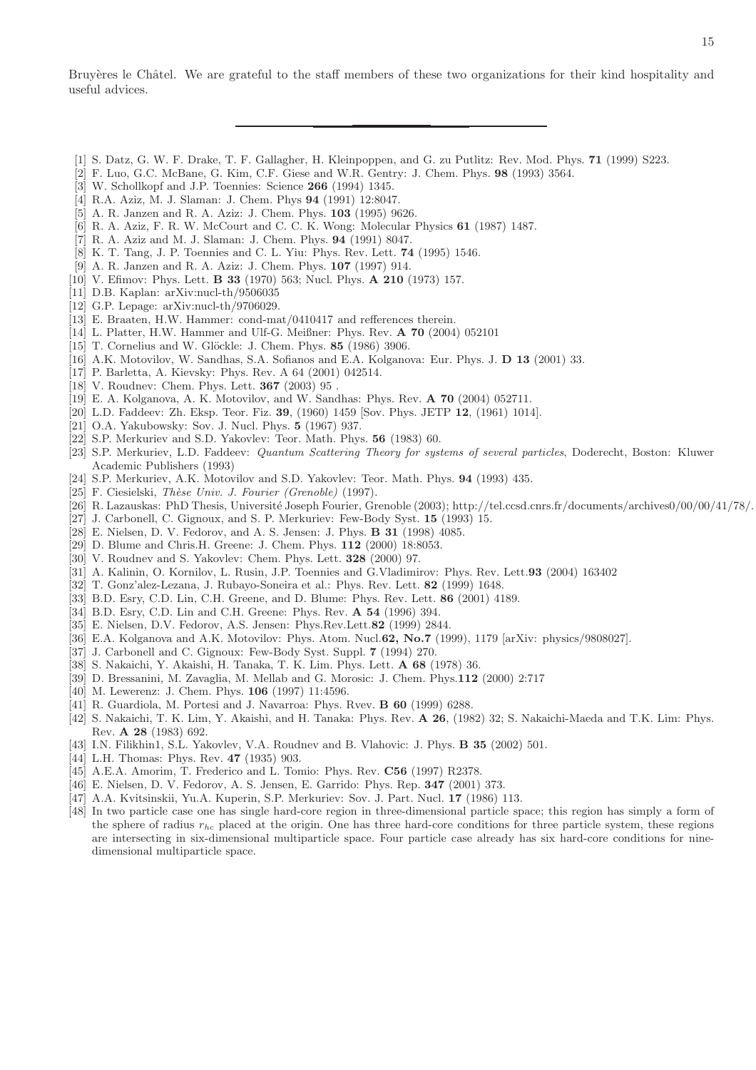Bruyères le Châtel. We are grateful to the staff members of these two organizations for their kind hospitality and useful advices.

---

[1] S. Datz, G. W. F. Drake, T. F. Gallagher, H. Kleinpoppen, and G. zu Putlitz: Rev. Mod. Phys. **71** (1999) S223.
[2] F. Luo, G.C. McBane, G. Kim, C.F. Giese and W.R. Gentry: J. Chem. Phys. **98** (1993) 3564.
[3] W. Schollkopf and J.P. Toennies: Science **266** (1994) 1345.
[4] R.A. Aziz, M. J. Slaman: J. Chem. Phys **94** (1991) 12:8047.
[5] A. R. Janzen and R. A. Aziz: J. Chem. Phys. **103** (1995) 9626.
[6] R. A. Aziz, F. R. W. McCourt and C. C. K. Wong: Molecular Physics **61** (1987) 1487.
[7] R. A. Aziz and M. J. Slaman: J. Chem. Phys. **94** (1991) 8047.
[8] K. T. Tang, J. P. Toennies and C. L. Yiu: Phys. Rev. Lett. **74** (1995) 1546.
[9] A. R. Janzen and R. A. Aziz: J. Chem. Phys. **107** (1997) 914.
[10] V. Efimov: Phys. Lett. **B 33** (1970) 563; Nucl. Phys. **A 210** (1973) 157.
[11] D.B. Kaplan: arXiv:nucl-th/9506035
[12] G.P. Lepage: arXiv:nucl-th/9706029.
[13] E. Braaten, H.W. Hammer: cond-mat/0410417 and refferences therein.
[14] L. Platter, H.W. Hammer and Ulf-G. Meißner: Phys. Rev. **A 70** (2004) 052101
[15] T. Cornelius and W. Glöckle: J. Chem. Phys. **85** (1986) 3906.
[16] A.K. Motovilov, W. Sandhas, S.A. Sofianos and E.A. Kolganova: Eur. Phys. J. **D 13** (2001) 33.
[17] P. Barletta, A. Kievsky: Phys. Rev. A 64 (2001) 042514.
[18] V. Roudnev: Chem. Phys. Lett. **367** (2003) 95 .
[19] E. A. Kolganova, A. K. Motovilov, and W. Sandhas: Phys. Rev. **A 70** (2004) 052711.
[20] L.D. Faddeev: Zh. Eksp. Teor. Fiz. **39**, (1960) 1459 [Sov. Phys. JETP **12**, (1961) 1014].
[21] O.A. Yakubowsky: Sov. J. Nucl. Phys. **5** (1967) 937.
[22] S.P. Merkuriev and S.D. Yakovlev: Teor. Math. Phys. **56** (1983) 60.
[23] S.P. Merkuriev, L.D. Faddeev: *Quantum Scattering Theory for systems of several particles*, Doderecht, Boston: Kluwer Academic Publishers (1993)
[24] S.P. Merkuriev, A.K. Motovilov and S.D. Yakovlev: Teor. Math. Phys. **94** (1993) 435.
[25] F. Ciesielski, *Thèse Univ. J. Fourier (Grenoble)* (1997).
[26] R. Lazauskas: PhD Thesis, Université Joseph Fourier, Grenoble (2003); http://tel.ccsd.cnrs.fr/documents/archives0/00/00/41/78/.
[27] J. Carbonell, C. Gignoux, and S. P. Merkuriev: Few-Body Syst. **15** (1993) 15.
[28] E. Nielsen, D. V. Fedorov, and A. S. Jensen: J. Phys. **B 31** (1998) 4085.
[29] D. Blume and Chris.H. Greene: J. Chem. Phys. **112** (2000) 18:8053.
[30] V. Roudnev and S. Yakovlev: Chem. Phys. Lett. **328** (2000) 97.
[31] A. Kalinin, O. Kornilov, L. Rusin, J.P. Toennies and G.Vladimirov: Phys. Rev. Lett.**93** (2004) 163402
[32] T. Gonz'alez-Lezana, J. Rubayo-Soneira et al.: Phys. Rev. Lett. **82** (1999) 1648.
[33] B.D. Esry, C.D. Lin, C.H. Greene, and D. Blume: Phys. Rev. Lett. **86** (2001) 4189.
[34] B.D. Esry, C.D. Lin and C.H. Greene: Phys. Rev. **A 54** (1996) 394.
[35] E. Nielsen, D.V. Fedorov, A.S. Jensen: Phys.Rev.Lett.**82** (1999) 2844.
[36] E.A. Kolganova and A.K. Motovilov: Phys. Atom. Nucl.**62, No.7** (1999), 1179 [arXiv: physics/9808027].
[37] J. Carbonell and C. Gignoux: Few-Body Syst. Suppl. **7** (1994) 270.
[38] S. Nakaichi, Y. Akaishi, H. Tanaka, T. K. Lim. Phys. Lett. **A 68** (1978) 36.
[39] D. Bressanini, M. Zavaglia, M. Mellab and G. Morosic: J. Chem. Phys.**112** (2000) 2:717
[40] M. Lewerenz: J. Chem. Phys. **106** (1997) 11:4596.
[41] R. Guardiola, M. Portesi and J. Navarroa: Phys. Rvev. **B 60** (1999) 6288.
[42] S. Nakaichi, T. K. Lim, Y. Akaishi, and H. Tanaka: Phys. Rev. **A 26**, (1982) 32; S. Nakaichi-Maeda and T.K. Lim: Phys. Rev. **A 28** (1983) 692.
[43] I.N. Filikhin1, S.L. Yakovlev, V.A. Roudnev and B. Vlahovic: J. Phys. **B 35** (2002) 501.
[44] L.H. Thomas: Phys. Rev. **47** (1935) 903.
[45] A.E.A. Amorim, T. Frederico and L. Tomio: Phys. Rev. **C56** (1997) R2378.
[46] E. Nielsen, D. V. Fedorov, A. S. Jensen, E. Garrido: Phys. Rep. **347** (2001) 373.
[47] A.A. Kvitsinskii, Yu.A. Kuperin, S.P. Merkuriev: Sov. J. Part. Nucl. **17** (1986) 113.
[48] In two particle case one has single hard-core region in three-dimensional particle space; this region has simply a form of the sphere of radius $r_{hc}$ placed at the origin. One has three hard-core conditions for three particle system, these regions are intersecting in six-dimensional multiparticle space. Four particle case already has six hard-core conditions for nine-dimensional multiparticle space.